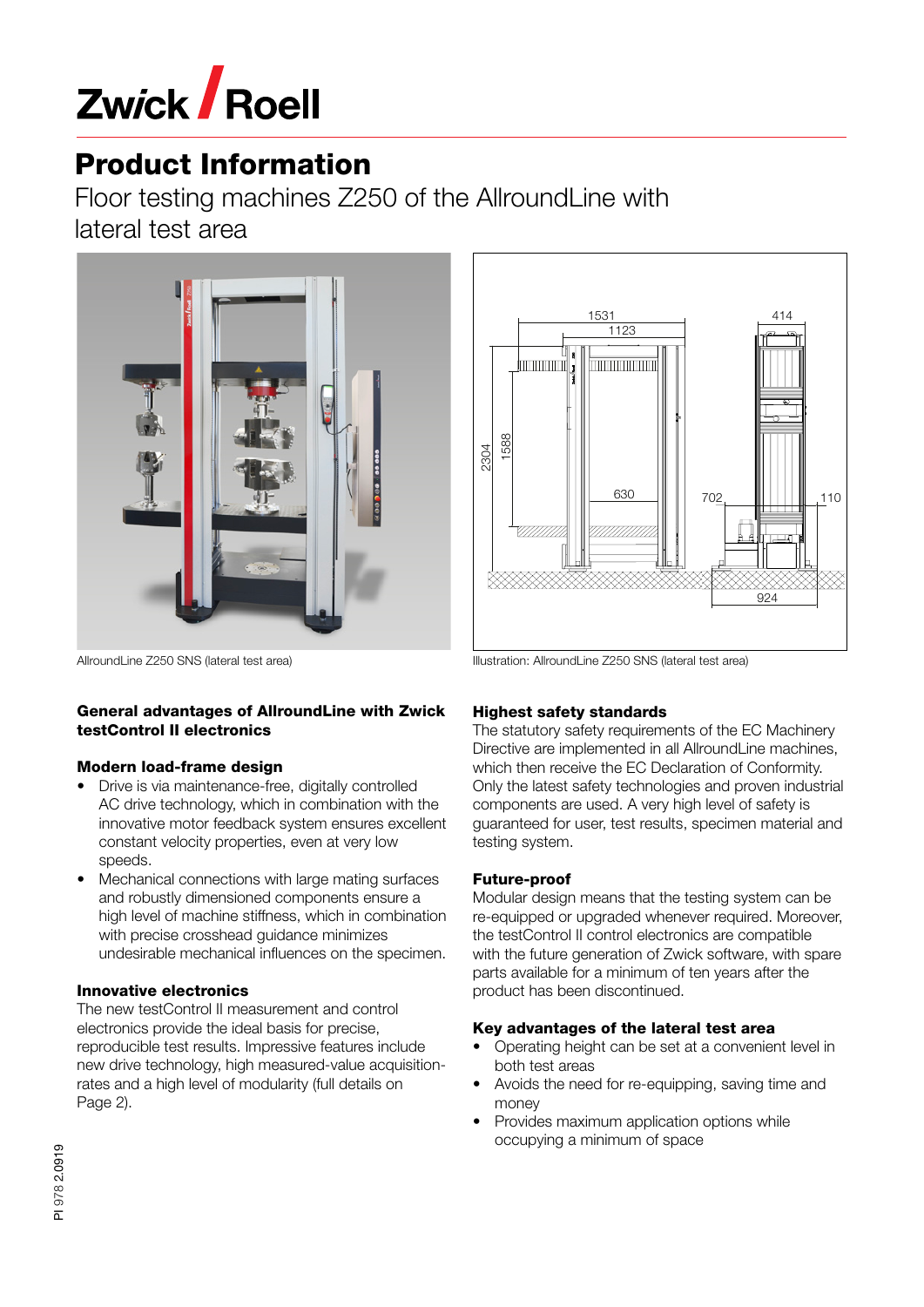Zwick Roell

# Product Information

## Floor testing machines Z250 of the AllroundLine with lateral test area

AllroundLine Z250 SNS (lateral test area)

Illustration: AllroundLine Z250 SNS (lateral test area)

### General advantages of AllroundLine with Zwick testControl II electronics

#### Modern load-frame design

- Drive is via maintenance-free, digitally controlled AC drive technology, which in combination with the innovative motor feedback system ensures excellent constant velocity properties, even at very low speeds.
- Mechanical connections with large mating surfaces and robustly dimensioned components ensure a high level of machine stiffness, which in combination with precise crosshead guidance minimizes undesirable mechanical influences on the specimen.

#### Innovative electronics

The new testControl II measurement and control electronics provide the ideal basis for precise, reproducible test results. Impressive features include new drive technology, high measured-value acquisition-rates and a high level of modularity (full details on Page 2).

#### Highest safety standards

The statutory safety requirements of the EC Machinery Directive are implemented in all AllroundLine machines, which then receive the EC Declaration of Conformity. Only the latest safety technologies and proven industrial components are used. A very high level of safety is guaranteed for user, test results, specimen material and testing system.

#### Future-proof

Modular design means that the testing system can be re-equipped or upgraded whenever required. Moreover, the testControl II electronics are compatible with the future generation of Zwick software, with spare parts available for a minimum of ten years after the product has been discontinued.

#### Key advantages of the lateral test area

- Operating height can be set at a convenient level in both test areas
- Avoids the need for re-equipping, saving time and money
- Provides maximum application options while occupying a minimum of space

PI 978 2.0919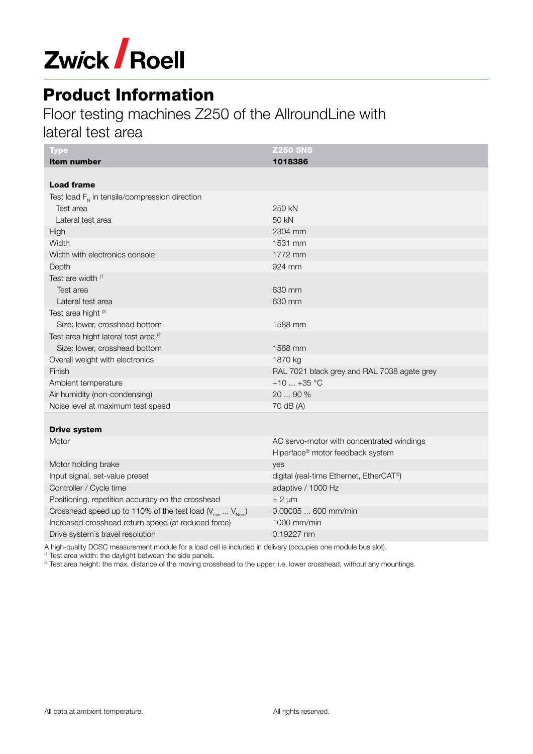Zwick Roell

# Product Information

## Floor testing machines Z250 of the AllroundLine with lateral test area

| Type<br>**Item number** | Z250 SNS<br>**1018386** |
|---|---|
| **Load frame** | |
| Test load $F_N$ in tensile/compression direction | |
| Test area | 250 kN |
| Lateral test area | 50 kN |
| High | 2304 mm |
| Width | 1531 mm |
| Width with electronics console | 1772 mm |
| Depth | 924 mm |
| Test are width [1] | |
| Test area | 630 mm |
| Lateral test area | 630 mm |
| Test area hight [2] | |
| Size: lower, crosshead bottom | 1588 mm |
| Test area hight lateral test area [2] | |
| Size: lower, crosshead bottom | 1588 mm |
| Overall weight with electronics | 1870 kg |
| Finish | RAL 7021 black grey and RAL 7038 agate grey |
| Ambient temperature | +10 ... +35 °C |
| Air humidity (non-condensing) | 20 ... 90 % |
| Noise level at maximum test speed | 70 dB (A) |
| **Drive system** | |
| Motor | AC servo-motor with concentrated windings<br>Hiperface® motor feedback system |
| Motor holding brake | yes |
| Input signal, set-value preset | digital (real-time Ethernet, EtherCAT®) |
| Controller / Cycle time | adaptive / 1000 Hz |
| Positioning, repetition accuracy on the crosshead | ± 2 µm |
| Crosshead speed up to 110% of the test load ($V_{min}$ ... $V_{Nom}$) | 0.00005 ... 600 mm/min |
| Increased crosshead return speed (at reduced force) | 1000 mm/min |
| Drive system´s travel resolution | 0.19227 nm |

A high-quality DCSC measurement module for a load cell is included in delivery (occupies one module bus slot).
[1] Test area width: the daylight between the side panels.
[2] Test area height: the max. distance of the moving crosshead to the upper, i.e. lower crosshead, without any mountings.

All data at ambient temperature. All rights reserved.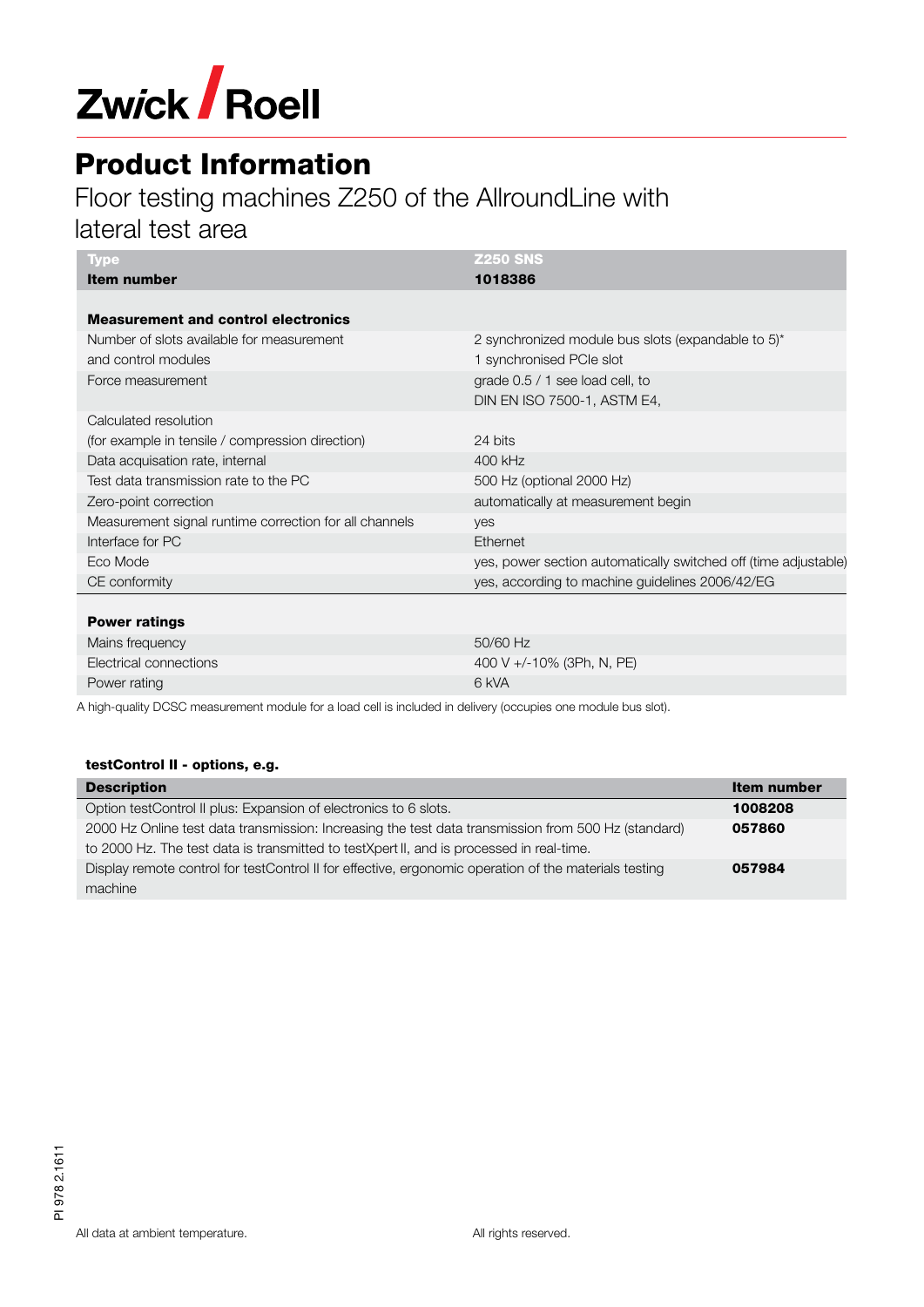Zwick Roell

# Product Information

## Floor testing machines Z250 of the AllroundLine with lateral test area

| Type | Z250 SNS |
|---|---|
| **Item number** | **1018386** |
| | |
| **Measurement and control electronics** | |
| Number of slots available for measurement and control modules | 2 synchronized module bus slots (expandable to 5)*<br>1 synchronised PCIe slot |
| Force measurement | grade 0.5 / 1 see load cell, to DIN EN ISO 7500-1, ASTM E4, |
| Calculated resolution (for example in tensile / compression direction) | 24 bits |
| Data acquisation rate, internal | 400 kHz |
| Test data transmission rate to the PC | 500 Hz (optional 2000 Hz) |
| Zero-point correction | automatically at measurement begin |
| Measurement signal runtime correction for all channels | yes |
| Interface for PC | Ethernet |
| Eco Mode | yes, power section automatically switched off (time adjustable) |
| CE conformity | yes, according to machine guidelines 2006/42/EG |
| | |
| **Power ratings** | |
| Mains frequency | 50/60 Hz |
| Electrical connections | 400 V +/-10% (3Ph, N, PE) |
| Power rating | 6 kVA |

A high-quality DCSC measurement module for a load cell is included in delivery (occupies one module bus slot).

### testControl II - options, e.g.

| Description | Item number |
|---|---|
| Option testControl II plus: Expansion of electronics to 6 slots. | **1008208** |
| 2000 Hz Online test data transmission: Increasing the test data transmission from 500 Hz (standard) to 2000 Hz. The test data is transmitted to testXpert II, and is processed in real-time. | **057860** |
| Display remote control for testControl II for effective, ergonomic operation of the materials testing machine | **057984** |

PI 978 2.1611

All data at ambient temperature.

All rights reserved.